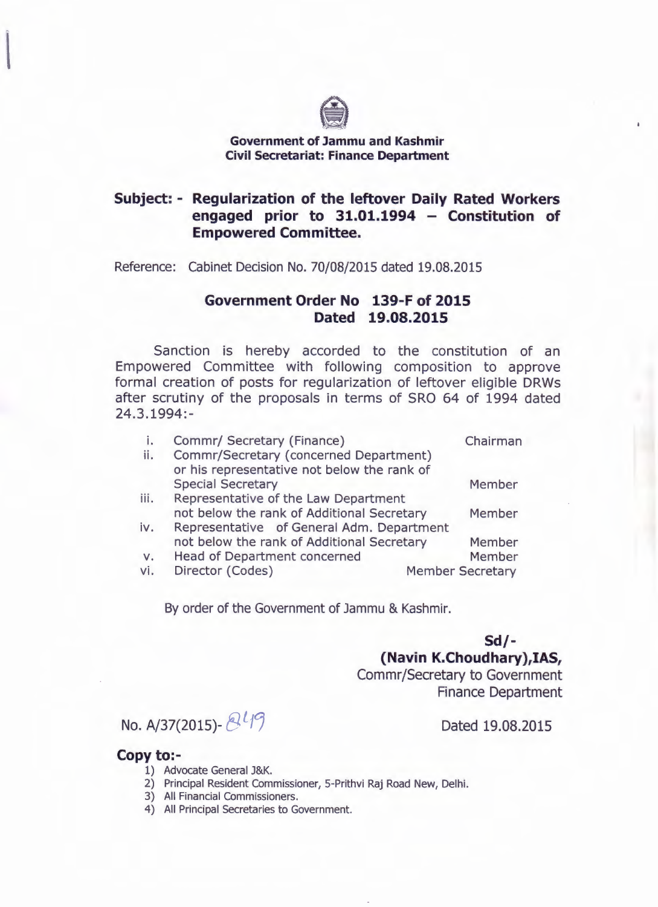**Government of Jammu and Kashmir**
**Civil Secretariat: Finance Department**

**Subject: - Regularization of the leftover Daily Rated Workers engaged prior to 31.01.1994 – Constitution of Empowered Committee.**

Reference: Cabinet Decision No. 70/08/2015 dated 19.08.2015

## Government Order No 139-F of 2015
## Dated 19.08.2015

Sanction is hereby accorded to the constitution of an Empowered Committee with following composition to approve formal creation of posts for regularization of leftover eligible DRWs after scrutiny of the proposals in terms of SRO 64 of 1994 dated 24.3.1994:-

| | | |
|---|---|---|
| i. | Commr/ Secretary (Finance) | Chairman |
| ii. | Commr/Secretary (concerned Department) or his representative not below the rank of Special Secretary | Member |
| iii. | Representative of the Law Department not below the rank of Additional Secretary | Member |
| iv. | Representative of General Adm. Department not below the rank of Additional Secretary | Member |
| v. | Head of Department concerned | Member |
| vi. | Director (Codes) | Member Secretary |

By order of the Government of Jammu & Kashmir.

**Sd/-**
**(Navin K.Choudhary),IAS,**
Commr/Secretary to Government
Finance Department

No. A/37(2015)- 849 Dated 19.08.2015

**Copy to:-**

1) Advocate General J&K.
2) Principal Resident Commissioner, 5-Prithvi Raj Road New, Delhi.
3) All Financial Commissioners.
4) All Principal Secretaries to Government.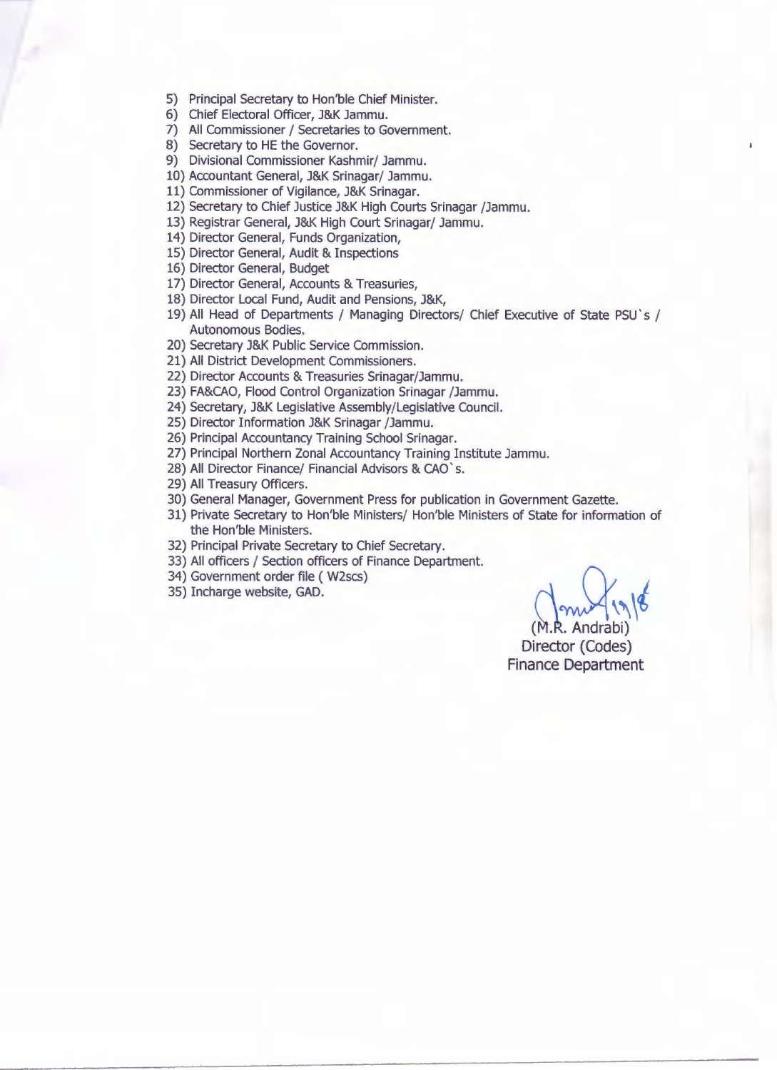5) Principal Secretary to Hon'ble Chief Minister.
6) Chief Electoral Officer, J&K Jammu.
7) All Commissioner / Secretaries to Government.
8) Secretary to HE the Governor.
9) Divisional Commissioner Kashmir/ Jammu.
10) Accountant General, J&K Srinagar/ Jammu.
11) Commissioner of Vigilance, J&K Srinagar.
12) Secretary to Chief Justice J&K High Courts Srinagar /Jammu.
13) Registrar General, J&K High Court Srinagar/ Jammu.
14) Director General, Funds Organization,
15) Director General, Audit & Inspections
16) Director General, Budget
17) Director General, Accounts & Treasuries,
18) Director Local Fund, Audit and Pensions, J&K,
19) All Head of Departments / Managing Directors/ Chief Executive of State PSU`s / Autonomous Bodies.
20) Secretary J&K Public Service Commission.
21) All District Development Commissioners.
22) Director Accounts & Treasuries Srinagar/Jammu.
23) FA&CAO, Flood Control Organization Srinagar /Jammu.
24) Secretary, J&K Legislative Assembly/Legislative Council.
25) Director Information J&K Srinagar /Jammu.
26) Principal Accountancy Training School Srinagar.
27) Principal Northern Zonal Accountancy Training Institute Jammu.
28) All Director Finance/ Financial Advisors & CAO`s.
29) All Treasury Officers.
30) General Manager, Government Press for publication in Government Gazette.
31) Private Secretary to Hon'ble Ministers/ Hon'ble Ministers of State for information of the Hon'ble Ministers.
32) Principal Private Secretary to Chief Secretary.
33) All officers / Section officers of Finance Department.
34) Government order file ( W2scs)
35) Incharge website, GAD.

(M.R. Andrabi)
Director (Codes)
Finance Department